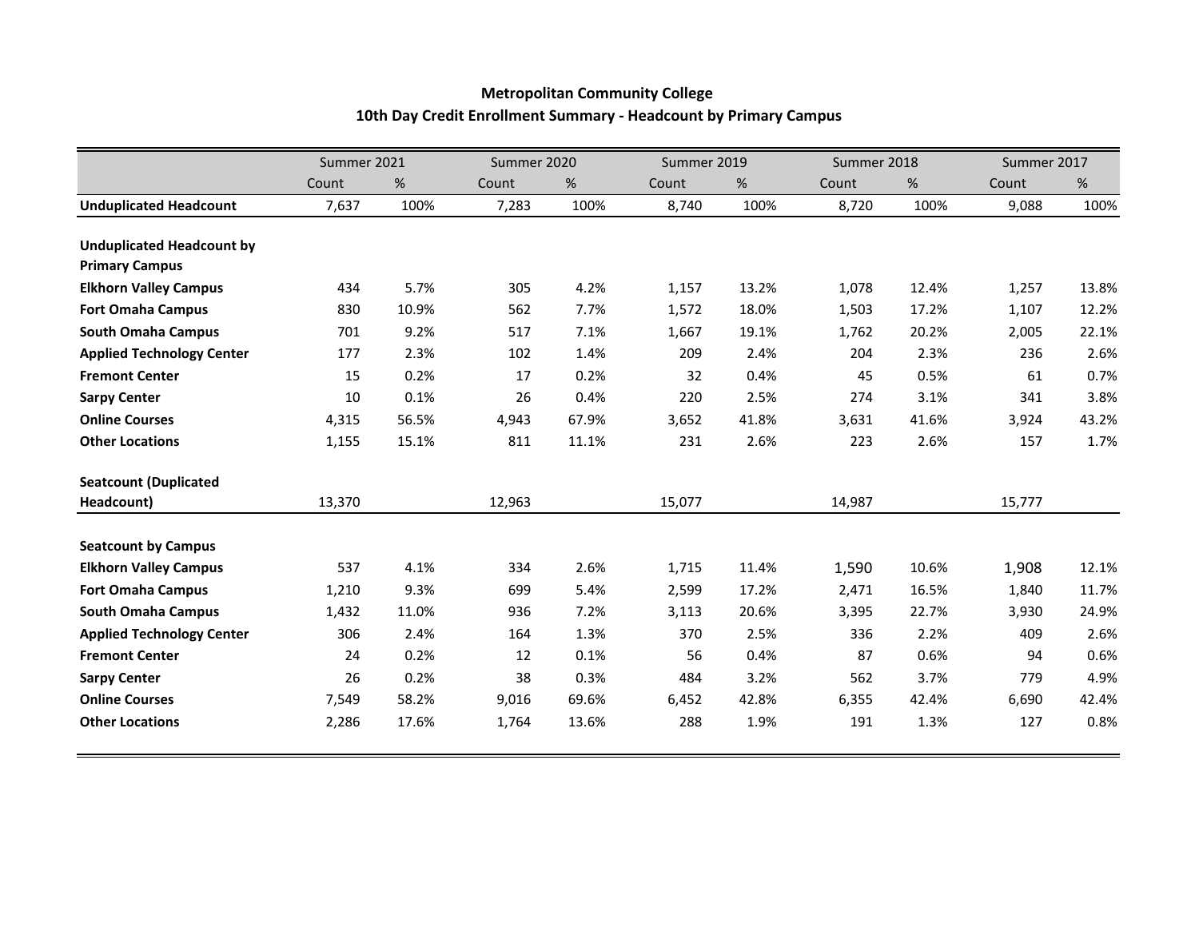**Metropolitan Community College**
**10th Day Credit Enrollment Summary - Headcount by Primary Campus**

| | Summer 2021 | | Summer 2020 | | Summer 2019 | | Summer 2018 | | Summer 2017 | |
|---|---|---|---|---|---|---|---|---|---|---|
| | Count | % | Count | % | Count | % | Count | % | Count | % |
| **Unduplicated Headcount** | 7,637 | 100% | 7,283 | 100% | 8,740 | 100% | 8,720 | 100% | 9,088 | 100% |
| **Unduplicated Headcount by Primary Campus** | | | | | | | | | | |
| **Elkhorn Valley Campus** | 434 | 5.7% | 305 | 4.2% | 1,157 | 13.2% | 1,078 | 12.4% | 1,257 | 13.8% |
| **Fort Omaha Campus** | 830 | 10.9% | 562 | 7.7% | 1,572 | 18.0% | 1,503 | 17.2% | 1,107 | 12.2% |
| **South Omaha Campus** | 701 | 9.2% | 517 | 7.1% | 1,667 | 19.1% | 1,762 | 20.2% | 2,005 | 22.1% |
| **Applied Technology Center** | 177 | 2.3% | 102 | 1.4% | 209 | 2.4% | 204 | 2.3% | 236 | 2.6% |
| **Fremont Center** | 15 | 0.2% | 17 | 0.2% | 32 | 0.4% | 45 | 0.5% | 61 | 0.7% |
| **Sarpy Center** | 10 | 0.1% | 26 | 0.4% | 220 | 2.5% | 274 | 3.1% | 341 | 3.8% |
| **Online Courses** | 4,315 | 56.5% | 4,943 | 67.9% | 3,652 | 41.8% | 3,631 | 41.6% | 3,924 | 43.2% |
| **Other Locations** | 1,155 | 15.1% | 811 | 11.1% | 231 | 2.6% | 223 | 2.6% | 157 | 1.7% |
| **Seatcount (Duplicated Headcount)** | 13,370 | | 12,963 | | 15,077 | | 14,987 | | 15,777 | |
| **Seatcount by Campus** | | | | | | | | | | |
| **Elkhorn Valley Campus** | 537 | 4.1% | 334 | 2.6% | 1,715 | 11.4% | 1,590 | 10.6% | 1,908 | 12.1% |
| **Fort Omaha Campus** | 1,210 | 9.3% | 699 | 5.4% | 2,599 | 17.2% | 2,471 | 16.5% | 1,840 | 11.7% |
| **South Omaha Campus** | 1,432 | 11.0% | 936 | 7.2% | 3,113 | 20.6% | 3,395 | 22.7% | 3,930 | 24.9% |
| **Applied Technology Center** | 306 | 2.4% | 164 | 1.3% | 370 | 2.5% | 336 | 2.2% | 409 | 2.6% |
| **Fremont Center** | 24 | 0.2% | 12 | 0.1% | 56 | 0.4% | 87 | 0.6% | 94 | 0.6% |
| **Sarpy Center** | 26 | 0.2% | 38 | 0.3% | 484 | 3.2% | 562 | 3.7% | 779 | 4.9% |
| **Online Courses** | 7,549 | 58.2% | 9,016 | 69.6% | 6,452 | 42.8% | 6,355 | 42.4% | 6,690 | 42.4% |
| **Other Locations** | 2,286 | 17.6% | 1,764 | 13.6% | 288 | 1.9% | 191 | 1.3% | 127 | 0.8% |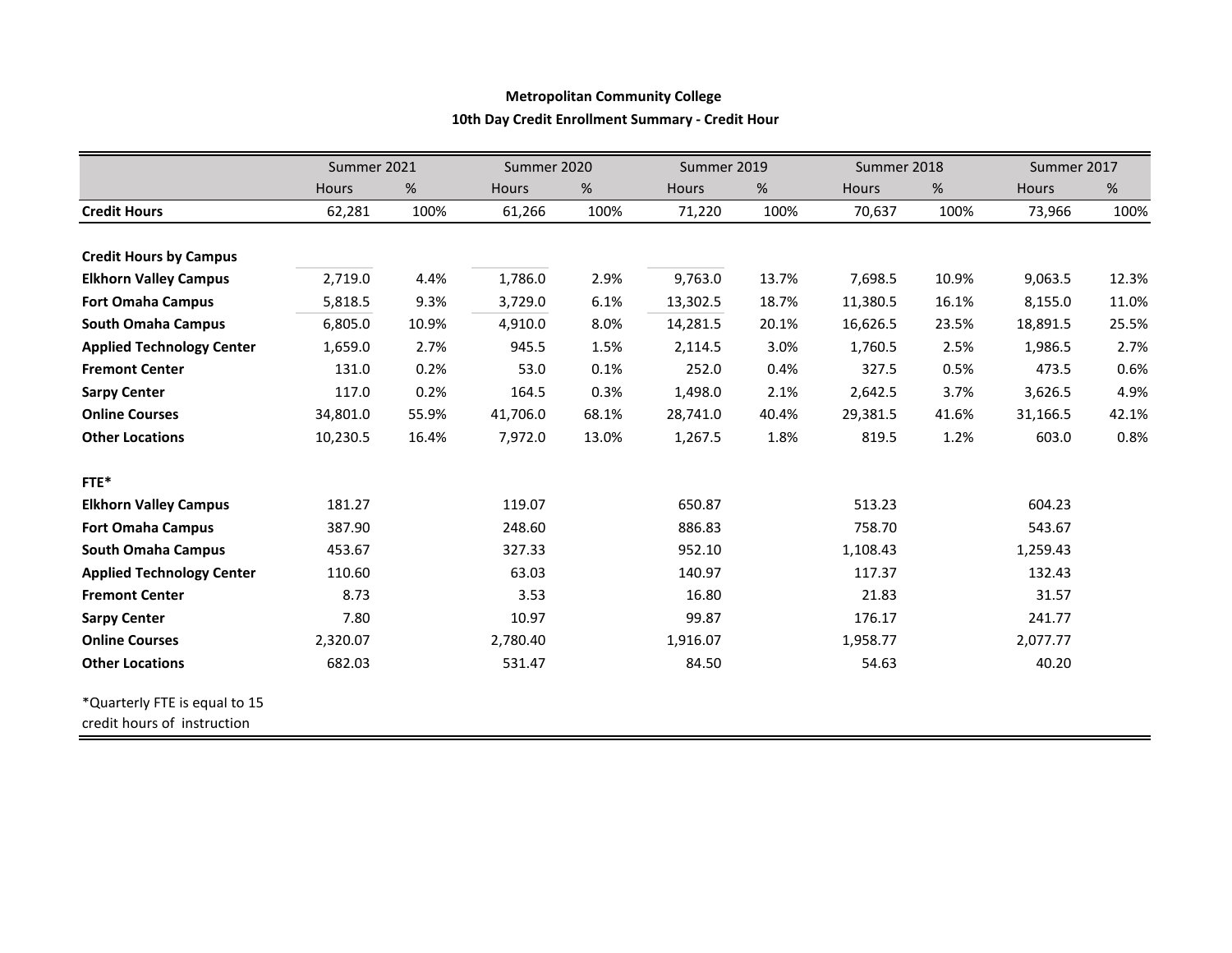**Metropolitan Community College**

**10th Day Credit Enrollment Summary - Credit Hour**

| | Summer 2021 | | Summer 2020 | | Summer 2019 | | Summer 2018 | | Summer 2017 | |
|---|---|---|---|---|---|---|---|---|---|---|
| | Hours | % | Hours | % | Hours | % | Hours | % | Hours | % |
| **Credit Hours** | 62,281 | 100% | 61,266 | 100% | 71,220 | 100% | 70,637 | 100% | 73,966 | 100% |
| | | | | | | | | | | |
| **Credit Hours by Campus** | | | | | | | | | | |
| **Elkhorn Valley Campus** | 2,719.0 | 4.4% | 1,786.0 | 2.9% | 9,763.0 | 13.7% | 7,698.5 | 10.9% | 9,063.5 | 12.3% |
| **Fort Omaha Campus** | 5,818.5 | 9.3% | 3,729.0 | 6.1% | 13,302.5 | 18.7% | 11,380.5 | 16.1% | 8,155.0 | 11.0% |
| **South Omaha Campus** | 6,805.0 | 10.9% | 4,910.0 | 8.0% | 14,281.5 | 20.1% | 16,626.5 | 23.5% | 18,891.5 | 25.5% |
| **Applied Technology Center** | 1,659.0 | 2.7% | 945.5 | 1.5% | 2,114.5 | 3.0% | 1,760.5 | 2.5% | 1,986.5 | 2.7% |
| **Fremont Center** | 131.0 | 0.2% | 53.0 | 0.1% | 252.0 | 0.4% | 327.5 | 0.5% | 473.5 | 0.6% |
| **Sarpy Center** | 117.0 | 0.2% | 164.5 | 0.3% | 1,498.0 | 2.1% | 2,642.5 | 3.7% | 3,626.5 | 4.9% |
| **Online Courses** | 34,801.0 | 55.9% | 41,706.0 | 68.1% | 28,741.0 | 40.4% | 29,381.5 | 41.6% | 31,166.5 | 42.1% |
| **Other Locations** | 10,230.5 | 16.4% | 7,972.0 | 13.0% | 1,267.5 | 1.8% | 819.5 | 1.2% | 603.0 | 0.8% |
| | | | | | | | | | | |
| **FTE*** | | | | | | | | | | |
| **Elkhorn Valley Campus** | 181.27 | | 119.07 | | 650.87 | | 513.23 | | 604.23 | |
| **Fort Omaha Campus** | 387.90 | | 248.60 | | 886.83 | | 758.70 | | 543.67 | |
| **South Omaha Campus** | 453.67 | | 327.33 | | 952.10 | | 1,108.43 | | 1,259.43 | |
| **Applied Technology Center** | 110.60 | | 63.03 | | 140.97 | | 117.37 | | 132.43 | |
| **Fremont Center** | 8.73 | | 3.53 | | 16.80 | | 21.83 | | 31.57 | |
| **Sarpy Center** | 7.80 | | 10.97 | | 99.87 | | 176.17 | | 241.77 | |
| **Online Courses** | 2,320.07 | | 2,780.40 | | 1,916.07 | | 1,958.77 | | 2,077.77 | |
| **Other Locations** | 682.03 | | 531.47 | | 84.50 | | 54.63 | | 40.20 | |

*Quarterly FTE is equal to 15 credit hours of instruction